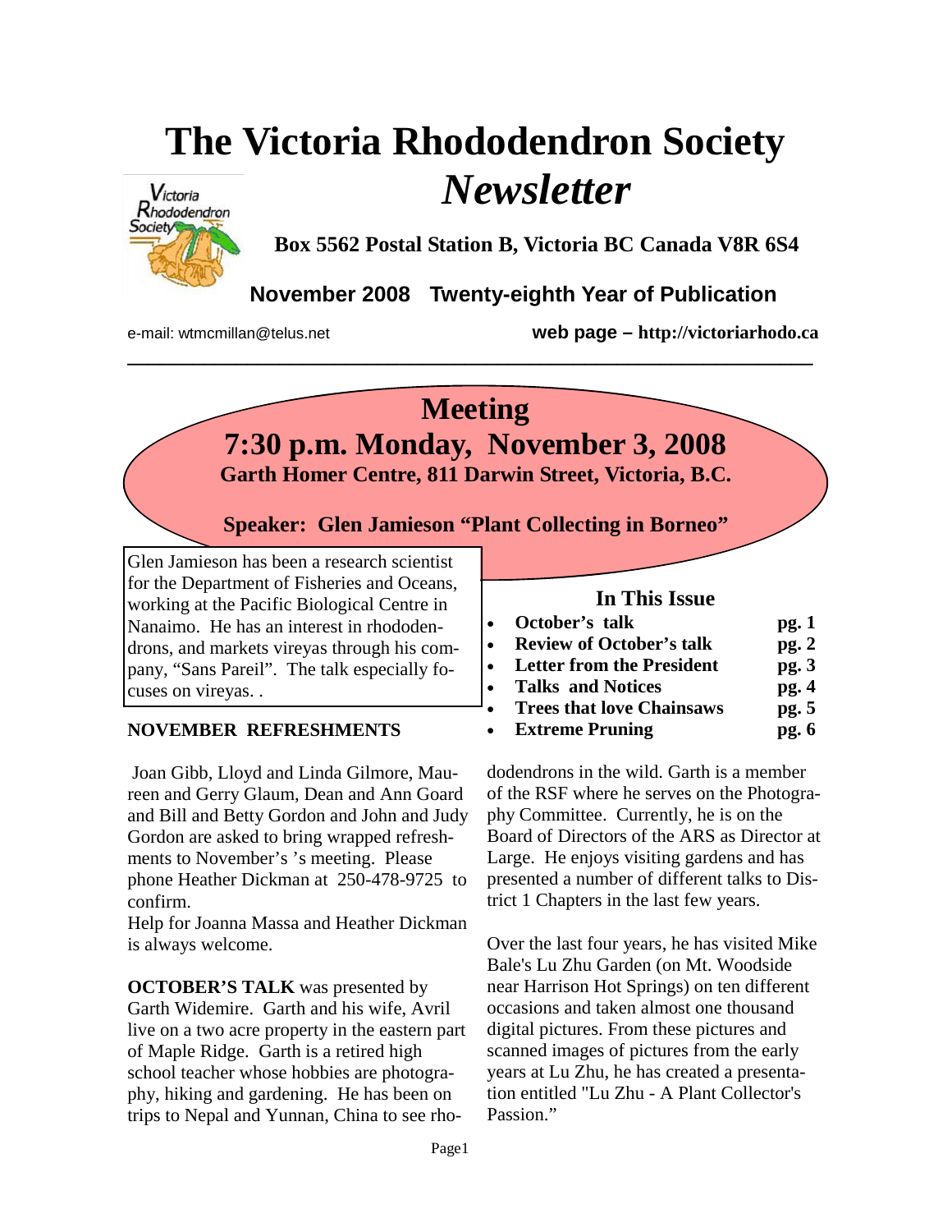# The Victoria Rhododendron Society *Newsletter*

**Box 5562 Postal Station B, Victoria BC Canada V8R 6S4**

**November 2008 Twenty-eighth Year of Publication**

e-mail: wtmcmillan@telus.net **web page – http://victoriarhodo.ca**

---

## Meeting

## 7:30 p.m. Monday, November 3, 2008

**Garth Homer Centre, 811 Darwin Street, Victoria, B.C.**

**Speaker: Glen Jamieson "Plant Collecting in Borneo"**

Glen Jamieson has been a research scientist for the Department of Fisheries and Oceans, working at the Pacific Biological Centre in Nanaimo. He has an interest in rhododendrons, and markets vireyas through his company, "Sans Pareil". The talk especially focuses on vireyas. .

### In This Issue

- **October's talk** **pg. 1**
- **Review of October's talk** **pg. 2**
- **Letter from the President** **pg. 3**
- **Talks and Notices** **pg. 4**
- **Trees that love Chainsaws** **pg. 5**
- **Extreme Pruning** **pg. 6**

**NOVEMBER REFRESHMENTS**

Joan Gibb, Lloyd and Linda Gilmore, Maureen and Gerry Glaum, Dean and Ann Goard and Bill and Betty Gordon and John and Judy Gordon are asked to bring wrapped refreshments to November's 's meeting. Please phone Heather Dickman at 250-478-9725 to confirm.
Help for Joanna Massa and Heather Dickman is always welcome.

**OCTOBER'S TALK** was presented by Garth Widemire. Garth and his wife, Avril live on a two acre property in the eastern part of Maple Ridge. Garth is a retired high school teacher whose hobbies are photography, hiking and gardening. He has been on trips to Nepal and Yunnan, China to see rhododendrons in the wild. Garth is a member of the RSF where he serves on the Photography Committee. Currently, he is on the Board of Directors of the ARS as Director at Large. He enjoys visiting gardens and has presented a number of different talks to District 1 Chapters in the last few years.

Over the last four years, he has visited Mike Bale's Lu Zhu Garden (on Mt. Woodside near Harrison Hot Springs) on ten different occasions and taken almost one thousand digital pictures. From these pictures and scanned images of pictures from the early years at Lu Zhu, he has created a presentation entitled "Lu Zhu - A Plant Collector's Passion."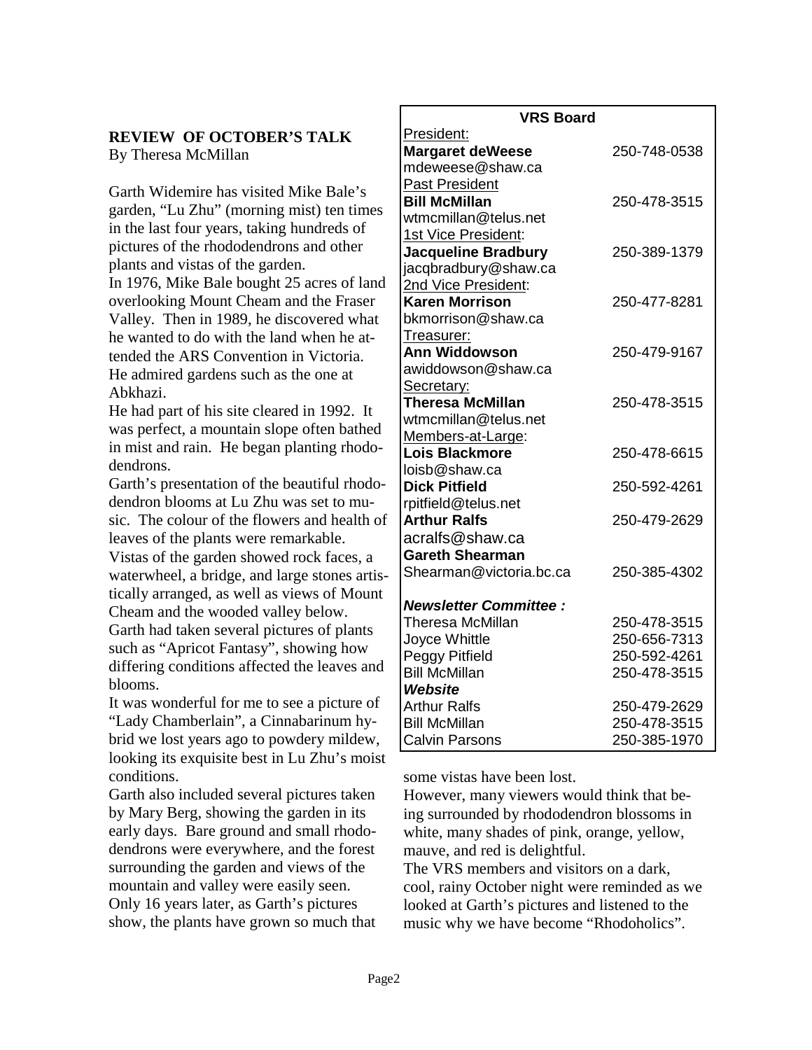## REVIEW OF OCTOBER'S TALK

By Theresa McMillan

Garth Widemire has visited Mike Bale's garden, "Lu Zhu" (morning mist) ten times in the last four years, taking hundreds of pictures of the rhododendrons and other plants and vistas of the garden.

In 1976, Mike Bale bought 25 acres of land overlooking Mount Cheam and the Fraser Valley. Then in 1989, he discovered what he wanted to do with the land when he attended the ARS Convention in Victoria. He admired gardens such as the one at Abkhazi.

He had part of his site cleared in 1992. It was perfect, a mountain slope often bathed in mist and rain. He began planting rhododendrons.

Garth's presentation of the beautiful rhododendron blooms at Lu Zhu was set to music. The colour of the flowers and health of leaves of the plants were remarkable.

Vistas of the garden showed rock faces, a waterwheel, a bridge, and large stones artistically arranged, as well as views of Mount Cheam and the wooded valley below.

Garth had taken several pictures of plants such as "Apricot Fantasy", showing how differing conditions affected the leaves and blooms.

It was wonderful for me to see a picture of "Lady Chamberlain", a Cinnabarinum hybrid we lost years ago to powdery mildew, looking its exquisite best in Lu Zhu's moist conditions.

Garth also included several pictures taken by Mary Berg, showing the garden in its early days. Bare ground and small rhododendrons were everywhere, and the forest surrounding the garden and views of the mountain and valley were easily seen.

Only 16 years later, as Garth's pictures show, the plants have grown so much that some vistas have been lost.

However, many viewers would think that being surrounded by rhododendron blossoms in white, many shades of pink, orange, yellow, mauve, and red is delightful.

The VRS members and visitors on a dark, cool, rainy October night were reminded as we looked at Garth's pictures and listened to the music why we have become "Rhodoholics".

| VRS Board | |
|---|---|
| President: | |
| **Margaret deWeese** | 250-748-0538 |
| mdeweese@shaw.ca | |
| Past President | |
| **Bill McMillan** | 250-478-3515 |
| wtmcmillan@telus.net | |
| 1st Vice President: | |
| **Jacqueline Bradbury** | 250-389-1379 |
| jacqbradbury@shaw.ca | |
| 2nd Vice President: | |
| **Karen Morrison** | 250-477-8281 |
| bkmorrison@shaw.ca | |
| Treasurer: | |
| **Ann Widdowson** | 250-479-9167 |
| awiddowson@shaw.ca | |
| Secretary: | |
| **Theresa McMillan** | 250-478-3515 |
| wtmcmillan@telus.net | |
| Members-at-Large: | |
| **Lois Blackmore** | 250-478-6615 |
| loisb@shaw.ca | |
| **Dick Pitfield** | 250-592-4261 |
| rpitfield@telus.net | |
| **Arthur Ralfs** | 250-479-2629 |
| acralfs@shaw.ca | |
| **Gareth Shearman** | |
| Shearman@victoria.bc.ca | 250-385-4302 |
| ***Newsletter Committee :*** | |
| Theresa McMillan | 250-478-3515 |
| Joyce Whittle | 250-656-7313 |
| Peggy Pitfield | 250-592-4261 |
| Bill McMillan | 250-478-3515 |
| ***Website*** | |
| Arthur Ralfs | 250-479-2629 |
| Bill McMillan | 250-478-3515 |
| Calvin Parsons | 250-385-1970 |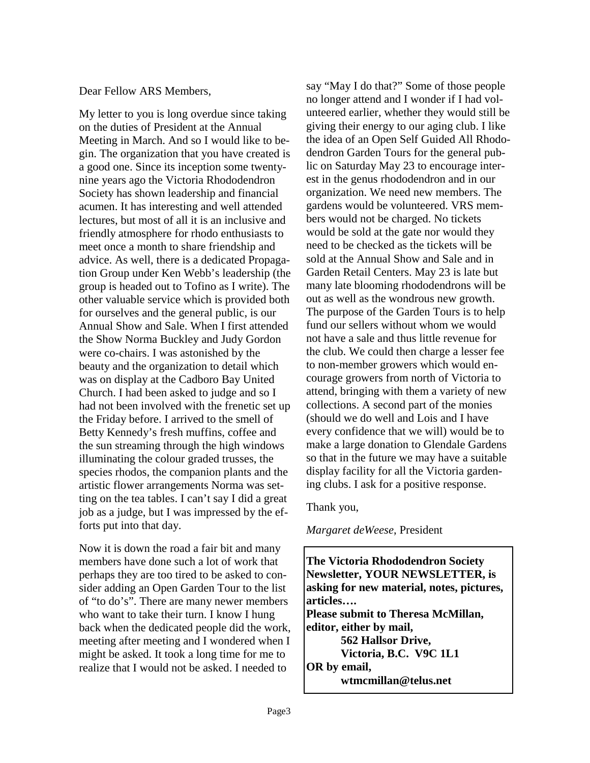Dear Fellow ARS Members,

My letter to you is long overdue since taking on the duties of President at the Annual Meeting in March. And so I would like to begin. The organization that you have created is a good one. Since its inception some twenty-nine years ago the Victoria Rhododendron Society has shown leadership and financial acumen. It has interesting and well attended lectures, but most of all it is an inclusive and friendly atmosphere for rhodo enthusiasts to meet once a month to share friendship and advice. As well, there is a dedicated Propagation Group under Ken Webb's leadership (the group is headed out to Tofino as I write). The other valuable service which is provided both for ourselves and the general public, is our Annual Show and Sale. When I first attended the Show Norma Buckley and Judy Gordon were co-chairs. I was astonished by the beauty and the organization to detail which was on display at the Cadboro Bay United Church. I had been asked to judge and so I had not been involved with the frenetic set up the Friday before. I arrived to the smell of Betty Kennedy's fresh muffins, coffee and the sun streaming through the high windows illuminating the colour graded trusses, the species rhodos, the companion plants and the artistic flower arrangements Norma was setting on the tea tables. I can't say I did a great job as a judge, but I was impressed by the efforts put into that day.

Now it is down the road a fair bit and many members have done such a lot of work that perhaps they are too tired to be asked to consider adding an Open Garden Tour to the list of "to do's". There are many newer members who want to take their turn. I know I hung back when the dedicated people did the work, meeting after meeting and I wondered when I might be asked. It took a long time for me to realize that I would not be asked. I needed to say "May I do that?" Some of those people no longer attend and I wonder if I had volunteered earlier, whether they would still be giving their energy to our aging club. I like the idea of an Open Self Guided All Rhododendron Garden Tours for the general public on Saturday May 23 to encourage interest in the genus rhododendron and in our organization. We need new members. The gardens would be volunteered. VRS members would not be charged. No tickets would be sold at the gate nor would they need to be checked as the tickets will be sold at the Annual Show and Sale and in Garden Retail Centers. May 23 is late but many late blooming rhododendrons will be out as well as the wondrous new growth. The purpose of the Garden Tours is to help fund our sellers without whom we would not have a sale and thus little revenue for the club. We could then charge a lesser fee to non-member growers which would encourage growers from north of Victoria to attend, bringing with them a variety of new collections. A second part of the monies (should we do well and Lois and I have every confidence that we will) would be to make a large donation to Glendale Gardens so that in the future we may have a suitable display facility for all the Victoria gardening clubs. I ask for a positive response.

Thank you,

*Margaret deWeese*, President

**The Victoria Rhododendron Society Newsletter, YOUR NEWSLETTER, is asking for new material, notes, pictures, articles….**
**Please submit to Theresa McMillan, editor, either by mail,**
**562 Hallsor Drive,**
**Victoria, B.C. V9C 1L1**
**OR by email,**
**wtmcmillan@telus.net**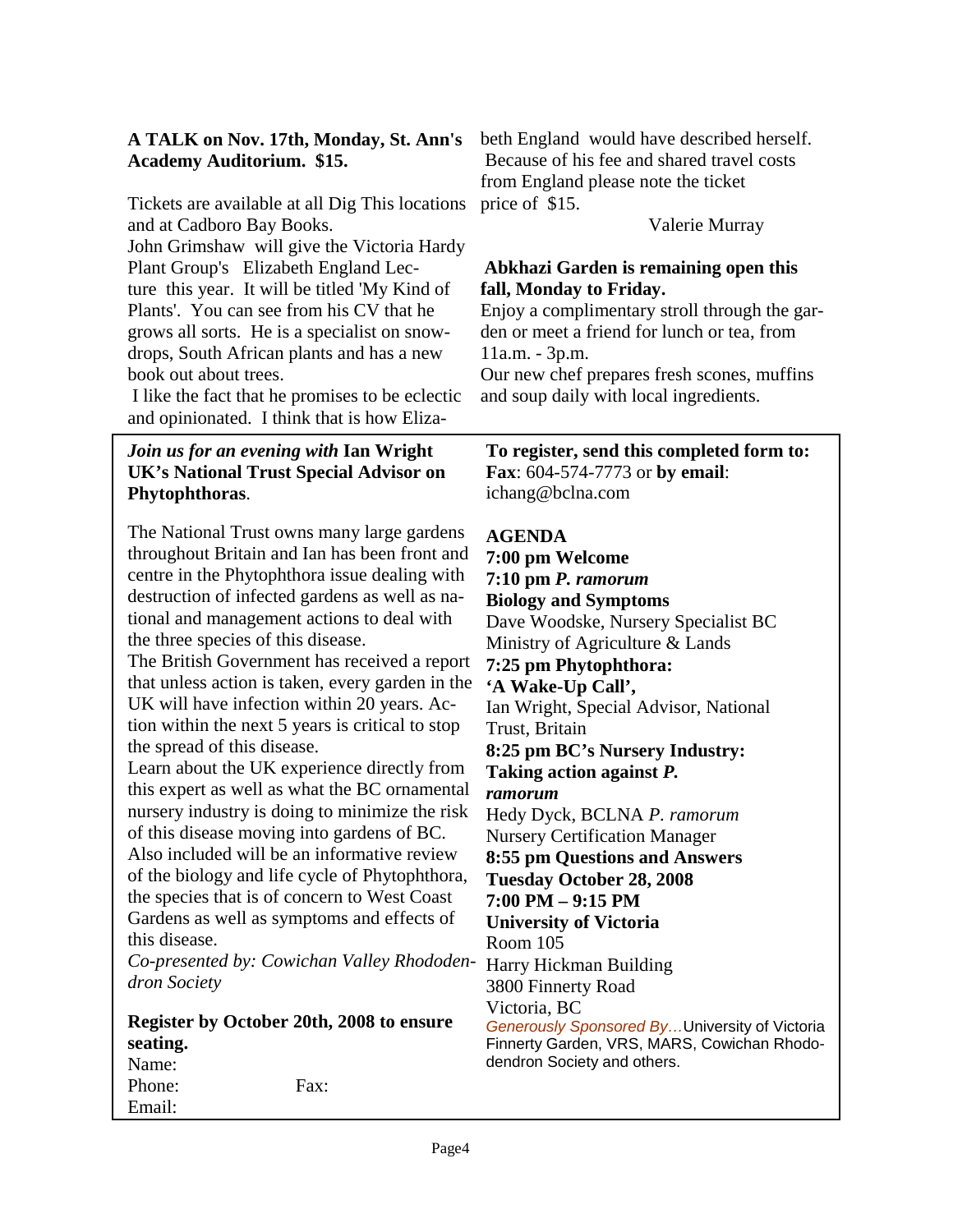**A TALK on Nov. 17th, Monday, St. Ann's Academy Auditorium. $15.**

Tickets are available at all Dig This locations and at Cadboro Bay Books.

John Grimshaw will give the Victoria Hardy Plant Group's Elizabeth England Lecture this year. It will be titled 'My Kind of Plants'. You can see from his CV that he grows all sorts. He is a specialist on snowdrops, South African plants and has a new book out about trees.

I like the fact that he promises to be eclectic and opinionated. I think that is how Elizabeth England would have described herself. Because of his fee and shared travel costs from England please note the ticket price of $15.

Valerie Murray

**Abkhazi Garden is remaining open this fall, Monday to Friday.**

Enjoy a complimentary stroll through the garden or meet a friend for lunch or tea, from 11a.m. - 3p.m.

Our new chef prepares fresh scones, muffins and soup daily with local ingredients.

***Join us for an evening with* Ian Wright UK's National Trust Special Advisor on Phytophthoras**.

The National Trust owns many large gardens throughout Britain and Ian has been front and centre in the Phytophthora issue dealing with destruction of infected gardens as well as national and management actions to deal with the three species of this disease.

The British Government has received a report that unless action is taken, every garden in the UK will have infection within 20 years. Action within the next 5 years is critical to stop the spread of this disease.

Learn about the UK experience directly from this expert as well as what the BC ornamental nursery industry is doing to minimize the risk of this disease moving into gardens of BC. Also included will be an informative review of the biology and life cycle of Phytophthora, the species that is of concern to West Coast Gardens as well as symptoms and effects of this disease.

*Co-presented by: Cowichan Valley Rhododendron Society*

**Register by October 20th, 2008 to ensure seating.**

Name:

Phone: Fax:

Email:

**To register, send this completed form to:**
**Fax**: 604-574-7773 or **by email**: ichang@bclna.com

**AGENDA**

**7:00 pm Welcome**

**7:10 pm *P. ramorum* Biology and Symptoms**
Dave Woodske, Nursery Specialist BC Ministry of Agriculture & Lands

**7:25 pm Phytophthora: 'A Wake-Up Call',**
Ian Wright, Special Advisor, National Trust, Britain

**8:25 pm BC's Nursery Industry: Taking action against *P. ramorum***
Hedy Dyck, BCLNA *P. ramorum* Nursery Certification Manager

**8:55 pm Questions and Answers**

**Tuesday October 28, 2008**
**7:00 PM – 9:15 PM**
**University of Victoria**
Room 105
Harry Hickman Building
3800 Finnerty Road
Victoria, BC

*Generously Sponsored By…*University of Victoria Finnerty Garden, VRS, MARS, Cowichan Rhododendron Society and others.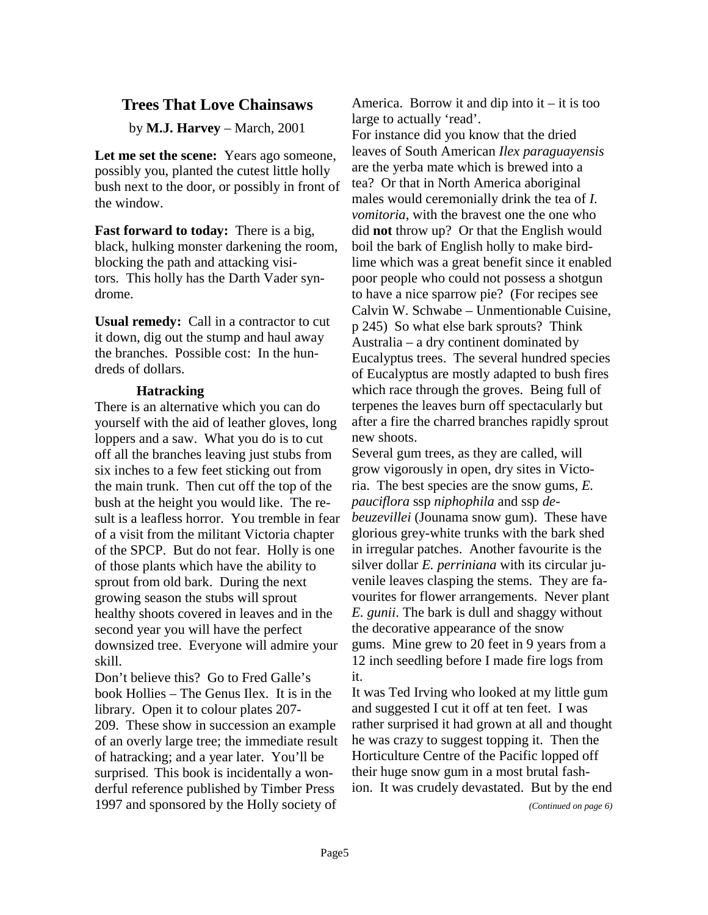## Trees That Love Chainsaws

by **M.J. Harvey** – March, 2001

**Let me set the scene:** Years ago someone, possibly you, planted the cutest little holly bush next to the door, or possibly in front of the window.

**Fast forward to today:** There is a big, black, hulking monster darkening the room, blocking the path and attacking visitors. This holly has the Darth Vader syndrome.

**Usual remedy:** Call in a contractor to cut it down, dig out the stump and haul away the branches. Possible cost: In the hundreds of dollars.

### Hatracking

There is an alternative which you can do yourself with the aid of leather gloves, long loppers and a saw. What you do is to cut off all the branches leaving just stubs from six inches to a few feet sticking out from the main trunk. Then cut off the top of the bush at the height you would like. The result is a leafless horror. You tremble in fear of a visit from the militant Victoria chapter of the SPCP. But do not fear. Holly is one of those plants which have the ability to sprout from old bark. During the next growing season the stubs will sprout healthy shoots covered in leaves and in the second year you will have the perfect downsized tree. Everyone will admire your skill.

Don't believe this? Go to Fred Galle's book Hollies – The Genus Ilex. It is in the library. Open it to colour plates 207-209. These show in succession an example of an overly large tree; the immediate result of hatracking; and a year later. You'll be surprised. This book is incidentally a wonderful reference published by Timber Press 1997 and sponsored by the Holly society of America. Borrow it and dip into it – it is too large to actually 'read'.

For instance did you know that the dried leaves of South American *Ilex paraguayensis* are the yerba mate which is brewed into a tea? Or that in North America aboriginal males would ceremonially drink the tea of *I. vomitoria*, with the bravest one the one who did **not** throw up? Or that the English would boil the bark of English holly to make bird-lime which was a great benefit since it enabled poor people who could not possess a shotgun to have a nice sparrow pie? (For recipes see Calvin W. Schwabe – Unmentionable Cuisine, p 245) So what else bark sprouts? Think Australia – a dry continent dominated by Eucalyptus trees. The several hundred species of Eucalyptus are mostly adapted to bush fires which race through the groves. Being full of terpenes the leaves burn off spectacularly but after a fire the charred branches rapidly sprout new shoots.

Several gum trees, as they are called, will grow vigorously in open, dry sites in Victoria. The best species are the snow gums, *E. pauciflora* ssp *niphophila* and ssp *debeuzevillei* (Jounama snow gum). These have glorious grey-white trunks with the bark shed in irregular patches. Another favourite is the silver dollar *E. perriniana* with its circular juvenile leaves clasping the stems. They are favourites for flower arrangements. Never plant *E. gunii*. The bark is dull and shaggy without the decorative appearance of the snow gums. Mine grew to 20 feet in 9 years from a 12 inch seedling before I made fire logs from it.

It was Ted Irving who looked at my little gum and suggested I cut it off at ten feet. I was rather surprised it had grown at all and thought he was crazy to suggest topping it. Then the Horticulture Centre of the Pacific lopped off their huge snow gum in a most brutal fashion. It was crudely devastated. But by the end

*(Continued on page 6)*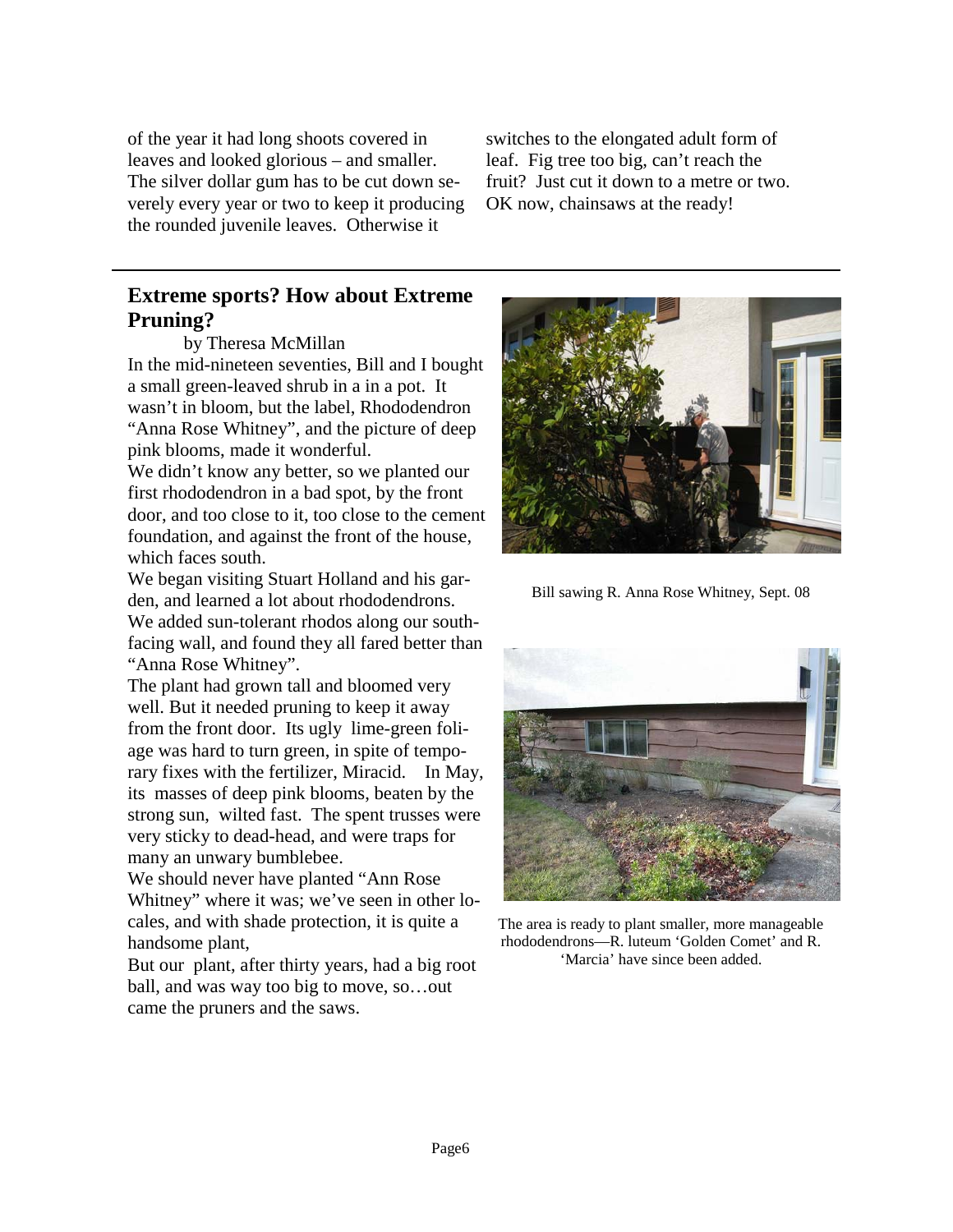of the year it had long shoots covered in leaves and looked glorious – and smaller. The silver dollar gum has to be cut down severely every year or two to keep it producing the rounded juvenile leaves. Otherwise it switches to the elongated adult form of leaf. Fig tree too big, can't reach the fruit? Just cut it down to a metre or two. OK now, chainsaws at the ready!

---

## Extreme sports? How about Extreme Pruning?

by Theresa McMillan

In the mid-nineteen seventies, Bill and I bought a small green-leaved shrub in a in a pot. It wasn't in bloom, but the label, Rhododendron "Anna Rose Whitney", and the picture of deep pink blooms, made it wonderful.

We didn't know any better, so we planted our first rhododendron in a bad spot, by the front door, and too close to it, too close to the cement foundation, and against the front of the house, which faces south.

We began visiting Stuart Holland and his garden, and learned a lot about rhododendrons. We added sun-tolerant rhodos along our south-facing wall, and found they all fared better than "Anna Rose Whitney".

The plant had grown tall and bloomed very well. But it needed pruning to keep it away from the front door. Its ugly lime-green foliage was hard to turn green, in spite of temporary fixes with the fertilizer, Miracid. In May, its masses of deep pink blooms, beaten by the strong sun, wilted fast. The spent trusses were very sticky to dead-head, and were traps for many an unwary bumblebee.

We should never have planted "Ann Rose Whitney" where it was; we've seen in other locales, and with shade protection, it is quite a handsome plant,

But our plant, after thirty years, had a big root ball, and was way too big to move, so…out came the pruners and the saws.

Bill sawing R. Anna Rose Whitney, Sept. 08

The area is ready to plant smaller, more manageable rhododendrons—R. luteum 'Golden Comet' and R. 'Marcia' have since been added.